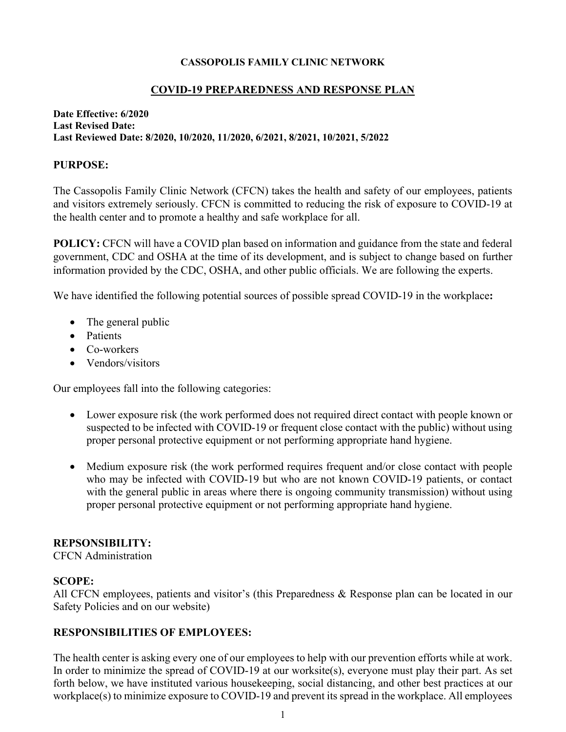**CASSOPOLIS FAMILY CLINIC NETWORK**

## COVID-19 PREPAREDNESS AND RESPONSE PLAN

**Date Effective: 6/2020**
**Last Revised Date:**
**Last Reviewed Date: 8/2020, 10/2020, 11/2020, 6/2021, 8/2021, 10/2021, 5/2022**

### PURPOSE:

The Cassopolis Family Clinic Network (CFCN) takes the health and safety of our employees, patients and visitors extremely seriously. CFCN is committed to reducing the risk of exposure to COVID-19 at the health center and to promote a healthy and safe workplace for all.

**POLICY:** CFCN will have a COVID plan based on information and guidance from the state and federal government, CDC and OSHA at the time of its development, and is subject to change based on further information provided by the CDC, OSHA, and other public officials. We are following the experts.

We have identified the following potential sources of possible spread COVID-19 in the workplace**:**

- The general public
- Patients
- Co-workers
- Vendors/visitors

Our employees fall into the following categories:

- Lower exposure risk (the work performed does not required direct contact with people known or suspected to be infected with COVID-19 or frequent close contact with the public) without using proper personal protective equipment or not performing appropriate hand hygiene.
- Medium exposure risk (the work performed requires frequent and/or close contact with people who may be infected with COVID-19 but who are not known COVID-19 patients, or contact with the general public in areas where there is ongoing community transmission) without using proper personal protective equipment or not performing appropriate hand hygiene.

### REPSONSIBILITY:

CFCN Administration

### SCOPE:

All CFCN employees, patients and visitor's (this Preparedness & Response plan can be located in our Safety Policies and on our website)

### RESPONSIBILITIES OF EMPLOYEES:

The health center is asking every one of our employees to help with our prevention efforts while at work. In order to minimize the spread of COVID-19 at our worksite(s), everyone must play their part. As set forth below, we have instituted various housekeeping, social distancing, and other best practices at our workplace(s) to minimize exposure to COVID-19 and prevent its spread in the workplace. All employees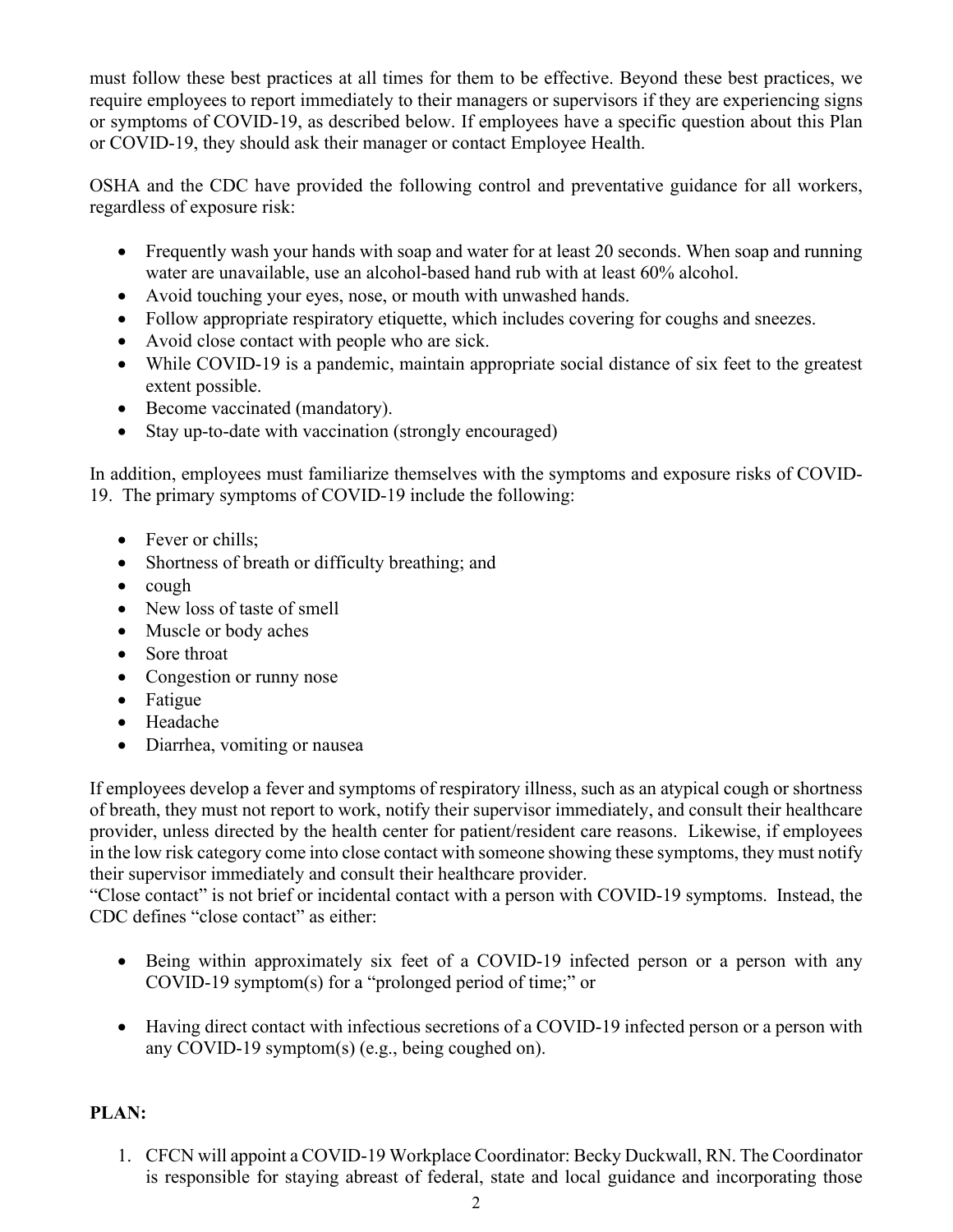must follow these best practices at all times for them to be effective. Beyond these best practices, we require employees to report immediately to their managers or supervisors if they are experiencing signs or symptoms of COVID-19, as described below. If employees have a specific question about this Plan or COVID-19, they should ask their manager or contact Employee Health.

OSHA and the CDC have provided the following control and preventative guidance for all workers, regardless of exposure risk:

- Frequently wash your hands with soap and water for at least 20 seconds. When soap and running water are unavailable, use an alcohol-based hand rub with at least 60% alcohol.
- Avoid touching your eyes, nose, or mouth with unwashed hands.
- Follow appropriate respiratory etiquette, which includes covering for coughs and sneezes.
- Avoid close contact with people who are sick.
- While COVID-19 is a pandemic, maintain appropriate social distance of six feet to the greatest extent possible.
- Become vaccinated (mandatory).
- Stay up-to-date with vaccination (strongly encouraged)

In addition, employees must familiarize themselves with the symptoms and exposure risks of COVID-19. The primary symptoms of COVID-19 include the following:

- Fever or chills;
- Shortness of breath or difficulty breathing; and
- cough
- New loss of taste of smell
- Muscle or body aches
- Sore throat
- Congestion or runny nose
- Fatigue
- Headache
- Diarrhea, vomiting or nausea

If employees develop a fever and symptoms of respiratory illness, such as an atypical cough or shortness of breath, they must not report to work, notify their supervisor immediately, and consult their healthcare provider, unless directed by the health center for patient/resident care reasons. Likewise, if employees in the low risk category come into close contact with someone showing these symptoms, they must notify their supervisor immediately and consult their healthcare provider.

"Close contact" is not brief or incidental contact with a person with COVID-19 symptoms. Instead, the CDC defines "close contact" as either:

- Being within approximately six feet of a COVID-19 infected person or a person with any COVID-19 symptom(s) for a "prolonged period of time;" or
- Having direct contact with infectious secretions of a COVID-19 infected person or a person with any COVID-19 symptom(s) (e.g., being coughed on).

**PLAN:**

1. CFCN will appoint a COVID-19 Workplace Coordinator: Becky Duckwall, RN. The Coordinator is responsible for staying abreast of federal, state and local guidance and incorporating those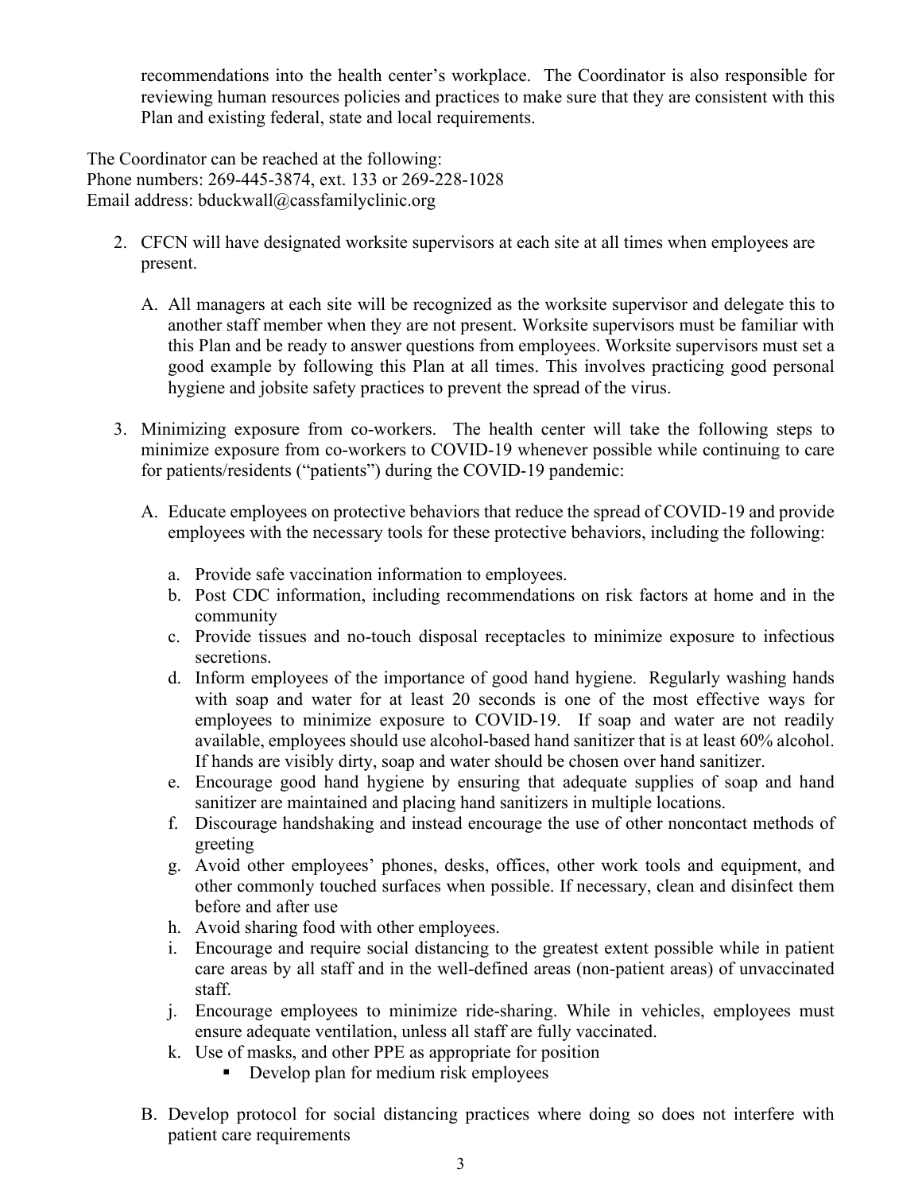recommendations into the health center's workplace. The Coordinator is also responsible for reviewing human resources policies and practices to make sure that they are consistent with this Plan and existing federal, state and local requirements.

The Coordinator can be reached at the following:
Phone numbers: 269-445-3874, ext. 133 or 269-228-1028
Email address: bduckwall@cassfamilyclinic.org

2. CFCN will have designated worksite supervisors at each site at all times when employees are present.

   A. All managers at each site will be recognized as the worksite supervisor and delegate this to another staff member when they are not present. Worksite supervisors must be familiar with this Plan and be ready to answer questions from employees. Worksite supervisors must set a good example by following this Plan at all times. This involves practicing good personal hygiene and jobsite safety practices to prevent the spread of the virus.

3. Minimizing exposure from co-workers. The health center will take the following steps to minimize exposure from co-workers to COVID-19 whenever possible while continuing to care for patients/residents ("patients") during the COVID-19 pandemic:

   A. Educate employees on protective behaviors that reduce the spread of COVID-19 and provide employees with the necessary tools for these protective behaviors, including the following:

      a. Provide safe vaccination information to employees.
      b. Post CDC information, including recommendations on risk factors at home and in the community
      c. Provide tissues and no-touch disposal receptacles to minimize exposure to infectious secretions.
      d. Inform employees of the importance of good hand hygiene. Regularly washing hands with soap and water for at least 20 seconds is one of the most effective ways for employees to minimize exposure to COVID-19. If soap and water are not readily available, employees should use alcohol-based hand sanitizer that is at least 60% alcohol. If hands are visibly dirty, soap and water should be chosen over hand sanitizer.
      e. Encourage good hand hygiene by ensuring that adequate supplies of soap and hand sanitizer are maintained and placing hand sanitizers in multiple locations.
      f. Discourage handshaking and instead encourage the use of other noncontact methods of greeting
      g. Avoid other employees' phones, desks, offices, other work tools and equipment, and other commonly touched surfaces when possible. If necessary, clean and disinfect them before and after use
      h. Avoid sharing food with other employees.
      i. Encourage and require social distancing to the greatest extent possible while in patient care areas by all staff and in the well-defined areas (non-patient areas) of unvaccinated staff.
      j. Encourage employees to minimize ride-sharing. While in vehicles, employees must ensure adequate ventilation, unless all staff are fully vaccinated.
      k. Use of masks, and other PPE as appropriate for position
         - Develop plan for medium risk employees

   B. Develop protocol for social distancing practices where doing so does not interfere with patient care requirements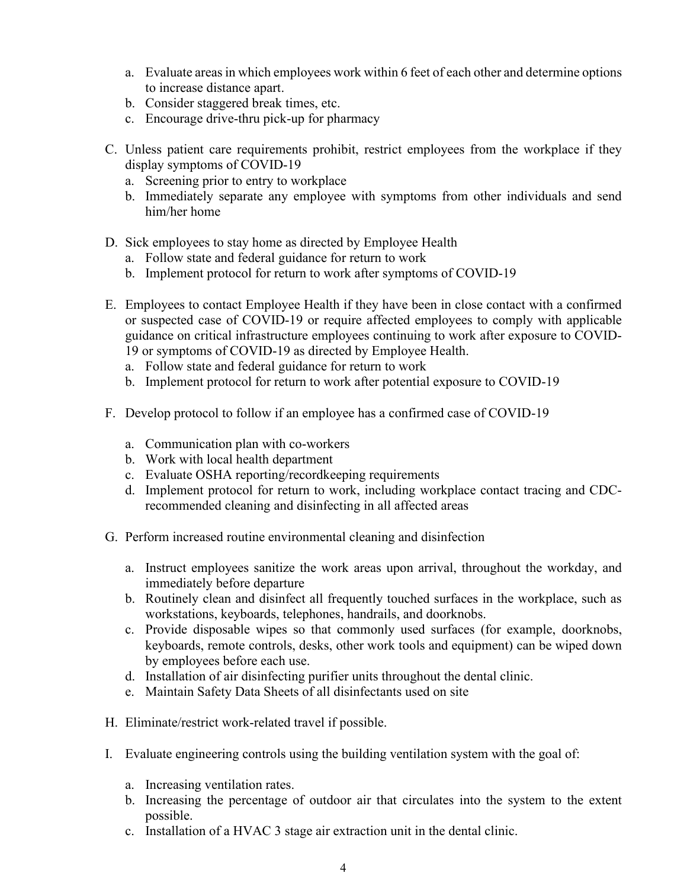a. Evaluate areas in which employees work within 6 feet of each other and determine options to increase distance apart.
   b. Consider staggered break times, etc.
   c. Encourage drive-thru pick-up for pharmacy

C. Unless patient care requirements prohibit, restrict employees from the workplace if they display symptoms of COVID-19
   a. Screening prior to entry to workplace
   b. Immediately separate any employee with symptoms from other individuals and send him/her home

D. Sick employees to stay home as directed by Employee Health
   a. Follow state and federal guidance for return to work
   b. Implement protocol for return to work after symptoms of COVID-19

E. Employees to contact Employee Health if they have been in close contact with a confirmed or suspected case of COVID-19 or require affected employees to comply with applicable guidance on critical infrastructure employees continuing to work after exposure to COVID-19 or symptoms of COVID-19 as directed by Employee Health.
   a. Follow state and federal guidance for return to work
   b. Implement protocol for return to work after potential exposure to COVID-19

F. Develop protocol to follow if an employee has a confirmed case of COVID-19

   a. Communication plan with co-workers
   b. Work with local health department
   c. Evaluate OSHA reporting/recordkeeping requirements
   d. Implement protocol for return to work, including workplace contact tracing and CDC-recommended cleaning and disinfecting in all affected areas

G. Perform increased routine environmental cleaning and disinfection

   a. Instruct employees sanitize the work areas upon arrival, throughout the workday, and immediately before departure
   b. Routinely clean and disinfect all frequently touched surfaces in the workplace, such as workstations, keyboards, telephones, handrails, and doorknobs.
   c. Provide disposable wipes so that commonly used surfaces (for example, doorknobs, keyboards, remote controls, desks, other work tools and equipment) can be wiped down by employees before each use.
   d. Installation of air disinfecting purifier units throughout the dental clinic.
   e. Maintain Safety Data Sheets of all disinfectants used on site

H. Eliminate/restrict work-related travel if possible.

I. Evaluate engineering controls using the building ventilation system with the goal of:

   a. Increasing ventilation rates.
   b. Increasing the percentage of outdoor air that circulates into the system to the extent possible.
   c. Installation of a HVAC 3 stage air extraction unit in the dental clinic.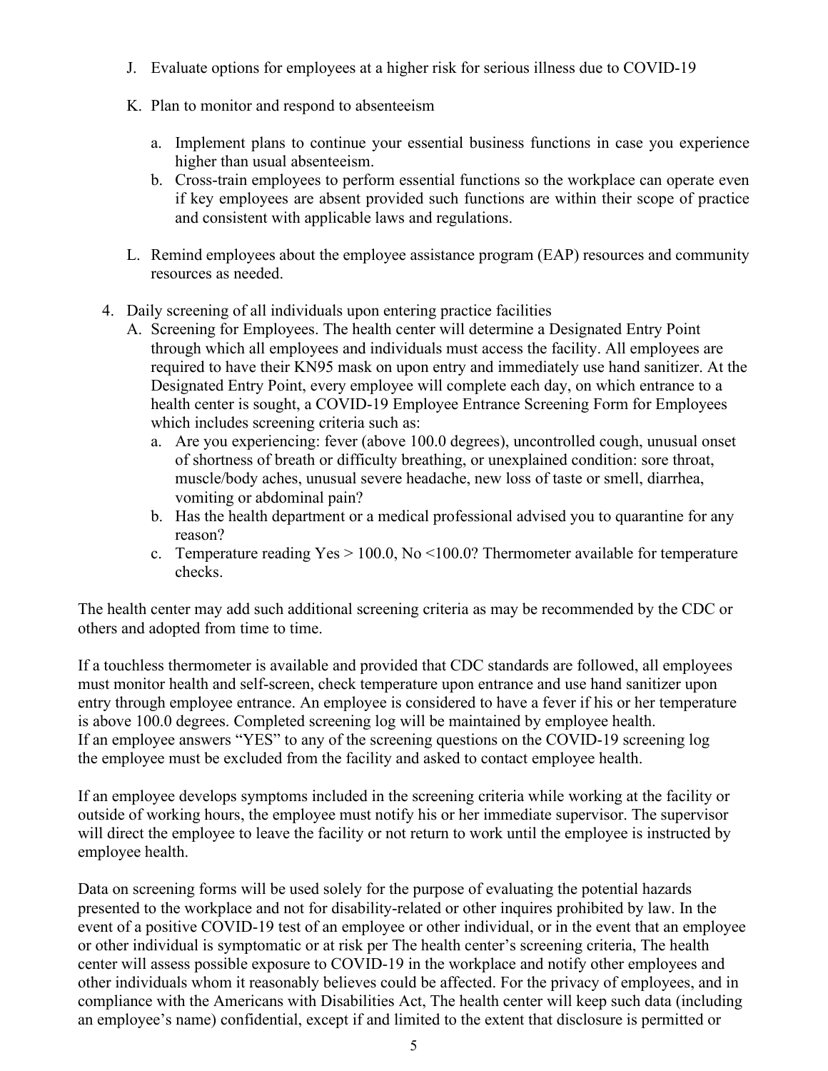J. Evaluate options for employees at a higher risk for serious illness due to COVID-19

K. Plan to monitor and respond to absenteeism

   a. Implement plans to continue your essential business functions in case you experience higher than usual absenteeism.
   b. Cross-train employees to perform essential functions so the workplace can operate even if key employees are absent provided such functions are within their scope of practice and consistent with applicable laws and regulations.

L. Remind employees about the employee assistance program (EAP) resources and community resources as needed.

4. Daily screening of all individuals upon entering practice facilities

   A. Screening for Employees. The health center will determine a Designated Entry Point through which all employees and individuals must access the facility. All employees are required to have their KN95 mask on upon entry and immediately use hand sanitizer. At the Designated Entry Point, every employee will complete each day, on which entrance to a health center is sought, a COVID-19 Employee Entrance Screening Form for Employees which includes screening criteria such as:

      a. Are you experiencing: fever (above 100.0 degrees), uncontrolled cough, unusual onset of shortness of breath or difficulty breathing, or unexplained condition: sore throat, muscle/body aches, unusual severe headache, new loss of taste or smell, diarrhea, vomiting or abdominal pain?
      b. Has the health department or a medical professional advised you to quarantine for any reason?
      c. Temperature reading Yes > 100.0, No <100.0? Thermometer available for temperature checks.

The health center may add such additional screening criteria as may be recommended by the CDC or others and adopted from time to time.

If a touchless thermometer is available and provided that CDC standards are followed, all employees must monitor health and self-screen, check temperature upon entrance and use hand sanitizer upon entry through employee entrance. An employee is considered to have a fever if his or her temperature is above 100.0 degrees. Completed screening log will be maintained by employee health.
If an employee answers "YES" to any of the screening questions on the COVID-19 screening log the employee must be excluded from the facility and asked to contact employee health.

If an employee develops symptoms included in the screening criteria while working at the facility or outside of working hours, the employee must notify his or her immediate supervisor. The supervisor will direct the employee to leave the facility or not return to work until the employee is instructed by employee health.

Data on screening forms will be used solely for the purpose of evaluating the potential hazards presented to the workplace and not for disability-related or other inquires prohibited by law. In the event of a positive COVID-19 test of an employee or other individual, or in the event that an employee or other individual is symptomatic or at risk per The health center's screening criteria, The health center will assess possible exposure to COVID-19 in the workplace and notify other employees and other individuals whom it reasonably believes could be affected. For the privacy of employees, and in compliance with the Americans with Disabilities Act, The health center will keep such data (including an employee's name) confidential, except if and limited to the extent that disclosure is permitted or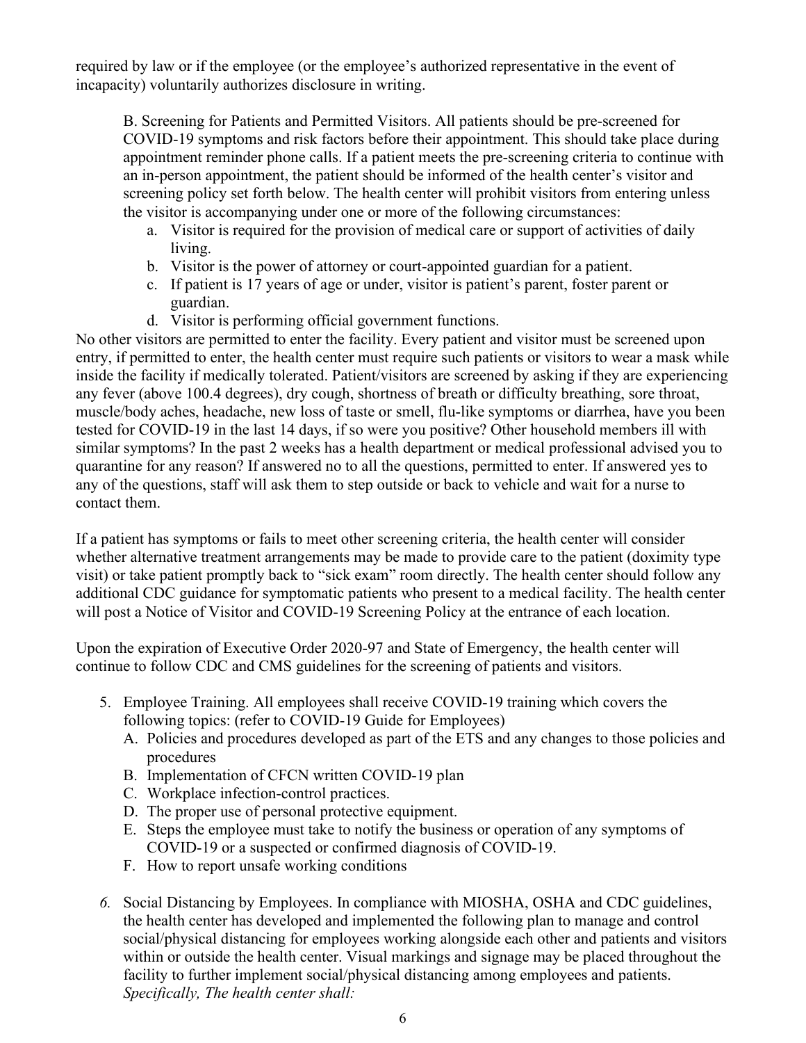required by law or if the employee (or the employee's authorized representative in the event of incapacity) voluntarily authorizes disclosure in writing.

B. Screening for Patients and Permitted Visitors. All patients should be pre-screened for COVID-19 symptoms and risk factors before their appointment. This should take place during appointment reminder phone calls. If a patient meets the pre-screening criteria to continue with an in-person appointment, the patient should be informed of the health center's visitor and screening policy set forth below. The health center will prohibit visitors from entering unless the visitor is accompanying under one or more of the following circumstances:

a. Visitor is required for the provision of medical care or support of activities of daily living.
b. Visitor is the power of attorney or court-appointed guardian for a patient.
c. If patient is 17 years of age or under, visitor is patient's parent, foster parent or guardian.
d. Visitor is performing official government functions.

No other visitors are permitted to enter the facility. Every patient and visitor must be screened upon entry, if permitted to enter, the health center must require such patients or visitors to wear a mask while inside the facility if medically tolerated. Patient/visitors are screened by asking if they are experiencing any fever (above 100.4 degrees), dry cough, shortness of breath or difficulty breathing, sore throat, muscle/body aches, headache, new loss of taste or smell, flu-like symptoms or diarrhea, have you been tested for COVID-19 in the last 14 days, if so were you positive? Other household members ill with similar symptoms? In the past 2 weeks has a health department or medical professional advised you to quarantine for any reason? If answered no to all the questions, permitted to enter. If answered yes to any of the questions, staff will ask them to step outside or back to vehicle and wait for a nurse to contact them.

If a patient has symptoms or fails to meet other screening criteria, the health center will consider whether alternative treatment arrangements may be made to provide care to the patient (doximity type visit) or take patient promptly back to "sick exam" room directly. The health center should follow any additional CDC guidance for symptomatic patients who present to a medical facility. The health center will post a Notice of Visitor and COVID-19 Screening Policy at the entrance of each location.

Upon the expiration of Executive Order 2020-97 and State of Emergency, the health center will continue to follow CDC and CMS guidelines for the screening of patients and visitors.

5. Employee Training. All employees shall receive COVID-19 training which covers the following topics: (refer to COVID-19 Guide for Employees)
   A. Policies and procedures developed as part of the ETS and any changes to those policies and procedures
   B. Implementation of CFCN written COVID-19 plan
   C. Workplace infection-control practices.
   D. The proper use of personal protective equipment.
   E. Steps the employee must take to notify the business or operation of any symptoms of COVID-19 or a suspected or confirmed diagnosis of COVID-19.
   F. How to report unsafe working conditions

6. Social Distancing by Employees. In compliance with MIOSHA, OSHA and CDC guidelines, the health center has developed and implemented the following plan to manage and control social/physical distancing for employees working alongside each other and patients and visitors within or outside the health center. Visual markings and signage may be placed throughout the facility to further implement social/physical distancing among employees and patients. *Specifically, The health center shall:*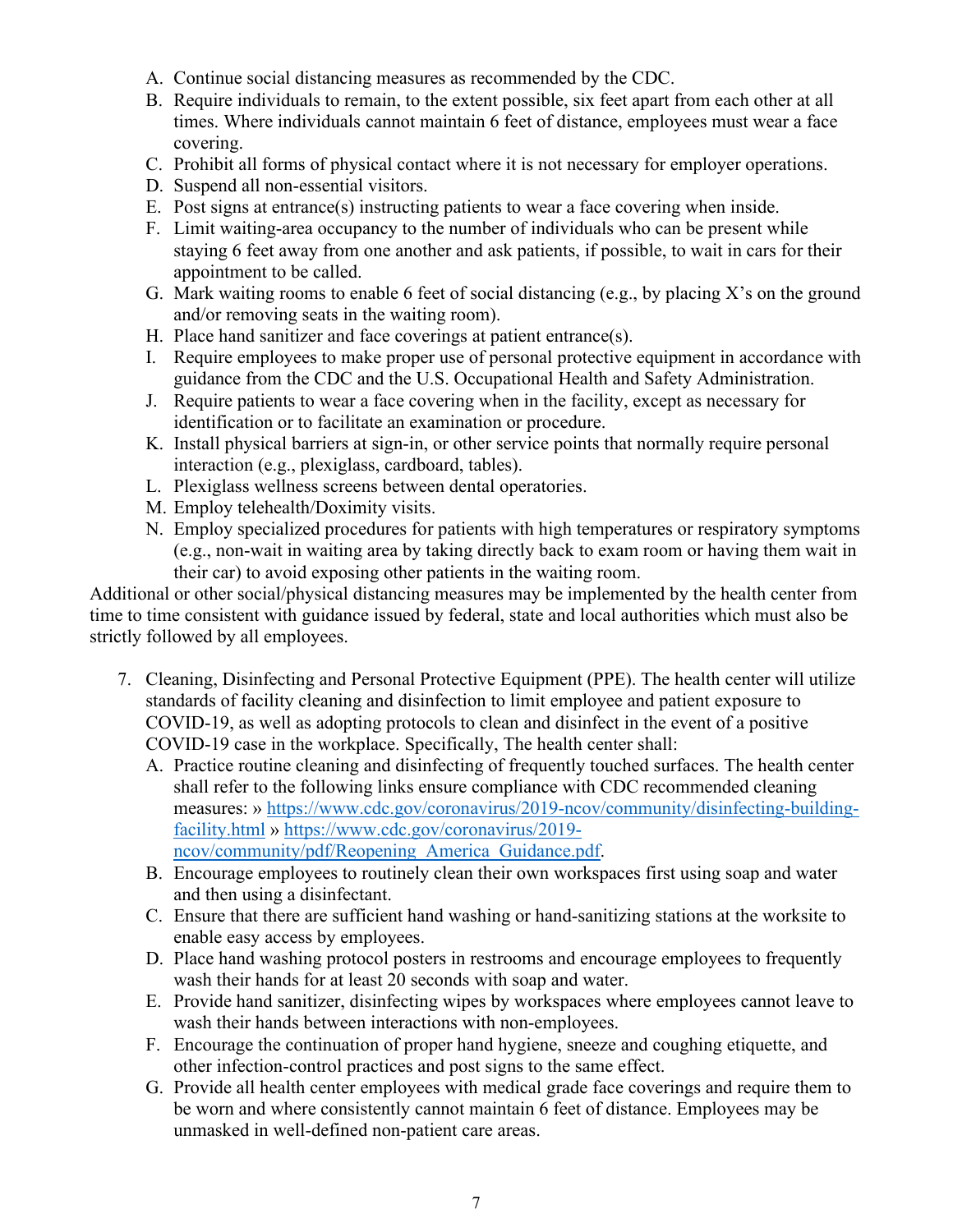A. Continue social distancing measures as recommended by the CDC.
B. Require individuals to remain, to the extent possible, six feet apart from each other at all times. Where individuals cannot maintain 6 feet of distance, employees must wear a face covering.
C. Prohibit all forms of physical contact where it is not necessary for employer operations.
D. Suspend all non-essential visitors.
E. Post signs at entrance(s) instructing patients to wear a face covering when inside.
F. Limit waiting-area occupancy to the number of individuals who can be present while staying 6 feet away from one another and ask patients, if possible, to wait in cars for their appointment to be called.
G. Mark waiting rooms to enable 6 feet of social distancing (e.g., by placing X's on the ground and/or removing seats in the waiting room).
H. Place hand sanitizer and face coverings at patient entrance(s).
I. Require employees to make proper use of personal protective equipment in accordance with guidance from the CDC and the U.S. Occupational Health and Safety Administration.
J. Require patients to wear a face covering when in the facility, except as necessary for identification or to facilitate an examination or procedure.
K. Install physical barriers at sign-in, or other service points that normally require personal interaction (e.g., plexiglass, cardboard, tables).
L. Plexiglass wellness screens between dental operatories.
M. Employ telehealth/Doximity visits.
N. Employ specialized procedures for patients with high temperatures or respiratory symptoms (e.g., non-wait in waiting area by taking directly back to exam room or having them wait in their car) to avoid exposing other patients in the waiting room.

Additional or other social/physical distancing measures may be implemented by the health center from time to time consistent with guidance issued by federal, state and local authorities which must also be strictly followed by all employees.

7. Cleaning, Disinfecting and Personal Protective Equipment (PPE). The health center will utilize standards of facility cleaning and disinfection to limit employee and patient exposure to COVID-19, as well as adopting protocols to clean and disinfect in the event of a positive COVID-19 case in the workplace. Specifically, The health center shall:
   A. Practice routine cleaning and disinfecting of frequently touched surfaces. The health center shall refer to the following links ensure compliance with CDC recommended cleaning measures: » https://www.cdc.gov/coronavirus/2019-ncov/community/disinfecting-building-facility.html » https://www.cdc.gov/coronavirus/2019-ncov/community/pdf/Reopening_America_Guidance.pdf.
   B. Encourage employees to routinely clean their own workspaces first using soap and water and then using a disinfectant.
   C. Ensure that there are sufficient hand washing or hand-sanitizing stations at the worksite to enable easy access by employees.
   D. Place hand washing protocol posters in restrooms and encourage employees to frequently wash their hands for at least 20 seconds with soap and water.
   E. Provide hand sanitizer, disinfecting wipes by workspaces where employees cannot leave to wash their hands between interactions with non-employees.
   F. Encourage the continuation of proper hand hygiene, sneeze and coughing etiquette, and other infection-control practices and post signs to the same effect.
   G. Provide all health center employees with medical grade face coverings and require them to be worn and where consistently cannot maintain 6 feet of distance. Employees may be unmasked in well-defined non-patient care areas.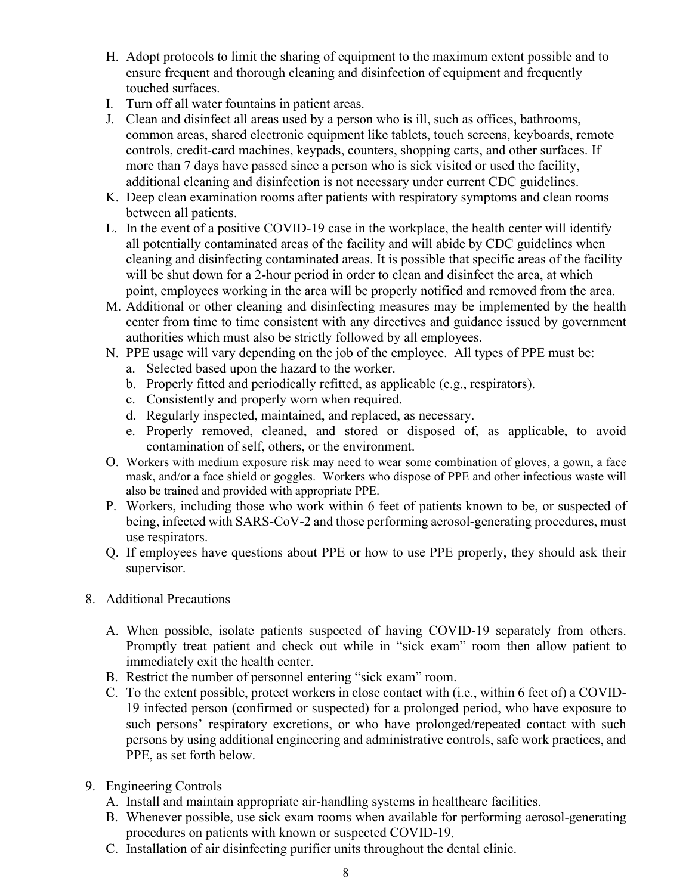H. Adopt protocols to limit the sharing of equipment to the maximum extent possible and to ensure frequent and thorough cleaning and disinfection of equipment and frequently touched surfaces.
I. Turn off all water fountains in patient areas.
J. Clean and disinfect all areas used by a person who is ill, such as offices, bathrooms, common areas, shared electronic equipment like tablets, touch screens, keyboards, remote controls, credit-card machines, keypads, counters, shopping carts, and other surfaces. If more than 7 days have passed since a person who is sick visited or used the facility, additional cleaning and disinfection is not necessary under current CDC guidelines.
K. Deep clean examination rooms after patients with respiratory symptoms and clean rooms between all patients.
L. In the event of a positive COVID-19 case in the workplace, the health center will identify all potentially contaminated areas of the facility and will abide by CDC guidelines when cleaning and disinfecting contaminated areas. It is possible that specific areas of the facility will be shut down for a 2-hour period in order to clean and disinfect the area, at which point, employees working in the area will be properly notified and removed from the area.
M. Additional or other cleaning and disinfecting measures may be implemented by the health center from time to time consistent with any directives and guidance issued by government authorities which must also be strictly followed by all employees.
N. PPE usage will vary depending on the job of the employee. All types of PPE must be:
   a. Selected based upon the hazard to the worker.
   b. Properly fitted and periodically refitted, as applicable (e.g., respirators).
   c. Consistently and properly worn when required.
   d. Regularly inspected, maintained, and replaced, as necessary.
   e. Properly removed, cleaned, and stored or disposed of, as applicable, to avoid contamination of self, others, or the environment.
O. Workers with medium exposure risk may need to wear some combination of gloves, a gown, a face mask, and/or a face shield or goggles. Workers who dispose of PPE and other infectious waste will also be trained and provided with appropriate PPE.
P. Workers, including those who work within 6 feet of patients known to be, or suspected of being, infected with SARS-CoV-2 and those performing aerosol-generating procedures, must use respirators.
Q. If employees have questions about PPE or how to use PPE properly, they should ask their supervisor.

8. Additional Precautions

   A. When possible, isolate patients suspected of having COVID-19 separately from others. Promptly treat patient and check out while in "sick exam" room then allow patient to immediately exit the health center.
   B. Restrict the number of personnel entering "sick exam" room.
   C. To the extent possible, protect workers in close contact with (i.e., within 6 feet of) a COVID-19 infected person (confirmed or suspected) for a prolonged period, who have exposure to such persons' respiratory excretions, or who have prolonged/repeated contact with such persons by using additional engineering and administrative controls, safe work practices, and PPE, as set forth below.

9. Engineering Controls
   A. Install and maintain appropriate air-handling systems in healthcare facilities.
   B. Whenever possible, use sick exam rooms when available for performing aerosol-generating procedures on patients with known or suspected COVID-19.
   C. Installation of air disinfecting purifier units throughout the dental clinic.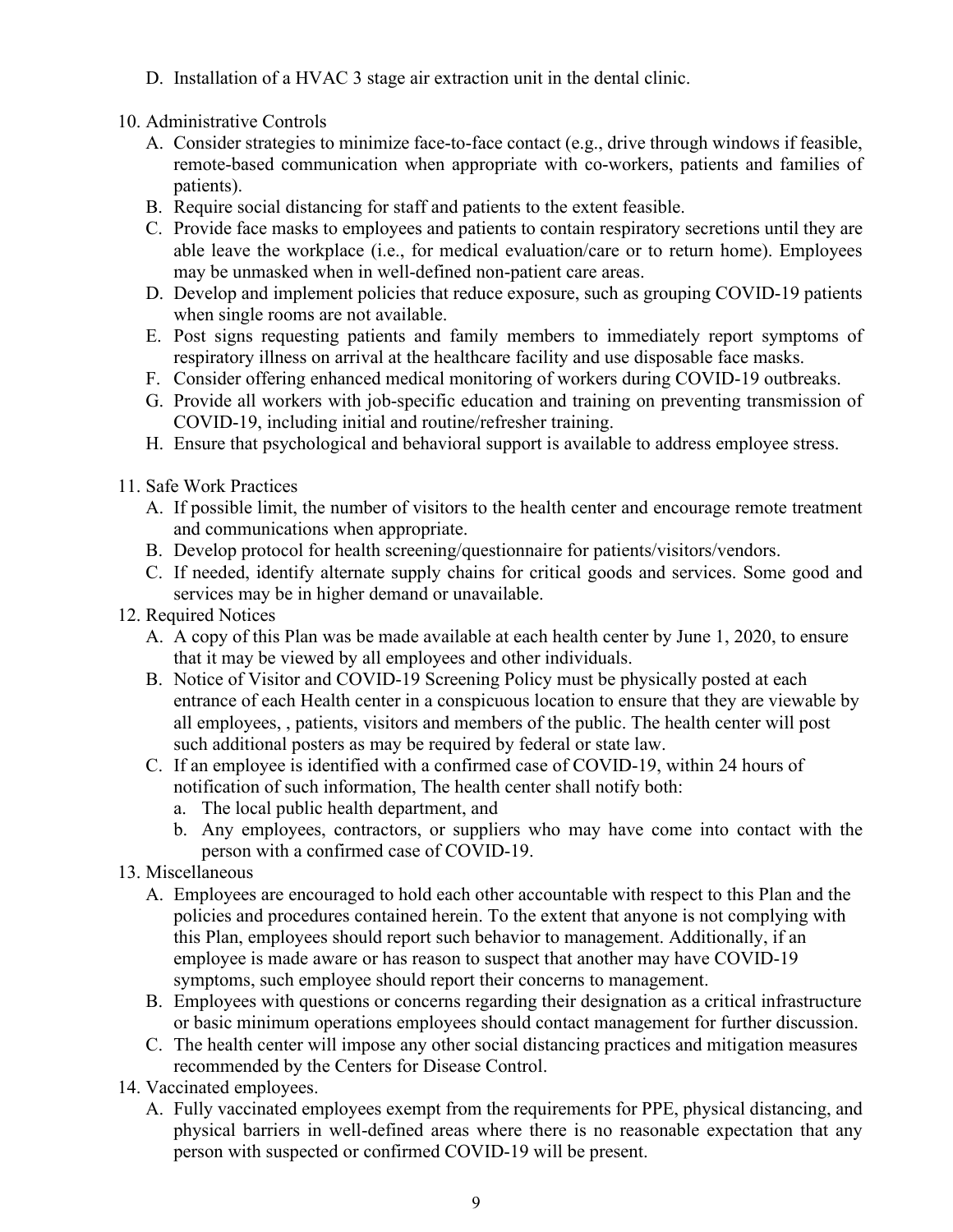D. Installation of a HVAC 3 stage air extraction unit in the dental clinic.

10. Administrative Controls
    A. Consider strategies to minimize face-to-face contact (e.g., drive through windows if feasible, remote-based communication when appropriate with co-workers, patients and families of patients).
    B. Require social distancing for staff and patients to the extent feasible.
    C. Provide face masks to employees and patients to contain respiratory secretions until they are able leave the workplace (i.e., for medical evaluation/care or to return home). Employees may be unmasked when in well-defined non-patient care areas.
    D. Develop and implement policies that reduce exposure, such as grouping COVID-19 patients when single rooms are not available.
    E. Post signs requesting patients and family members to immediately report symptoms of respiratory illness on arrival at the healthcare facility and use disposable face masks.
    F. Consider offering enhanced medical monitoring of workers during COVID-19 outbreaks.
    G. Provide all workers with job-specific education and training on preventing transmission of COVID-19, including initial and routine/refresher training.
    H. Ensure that psychological and behavioral support is available to address employee stress.

11. Safe Work Practices
    A. If possible limit, the number of visitors to the health center and encourage remote treatment and communications when appropriate.
    B. Develop protocol for health screening/questionnaire for patients/visitors/vendors.
    C. If needed, identify alternate supply chains for critical goods and services. Some good and services may be in higher demand or unavailable.

12. Required Notices
    A. A copy of this Plan was be made available at each health center by June 1, 2020, to ensure that it may be viewed by all employees and other individuals.
    B. Notice of Visitor and COVID-19 Screening Policy must be physically posted at each entrance of each Health center in a conspicuous location to ensure that they are viewable by all employees, , patients, visitors and members of the public. The health center will post such additional posters as may be required by federal or state law.
    C. If an employee is identified with a confirmed case of COVID-19, within 24 hours of notification of such information, The health center shall notify both:
       a. The local public health department, and
       b. Any employees, contractors, or suppliers who may have come into contact with the person with a confirmed case of COVID-19.

13. Miscellaneous
    A. Employees are encouraged to hold each other accountable with respect to this Plan and the policies and procedures contained herein. To the extent that anyone is not complying with this Plan, employees should report such behavior to management. Additionally, if an employee is made aware or has reason to suspect that another may have COVID-19 symptoms, such employee should report their concerns to management.
    B. Employees with questions or concerns regarding their designation as a critical infrastructure or basic minimum operations employees should contact management for further discussion.
    C. The health center will impose any other social distancing practices and mitigation measures recommended by the Centers for Disease Control.

14. Vaccinated employees.
    A. Fully vaccinated employees exempt from the requirements for PPE, physical distancing, and physical barriers in well-defined areas where there is no reasonable expectation that any person with suspected or confirmed COVID-19 will be present.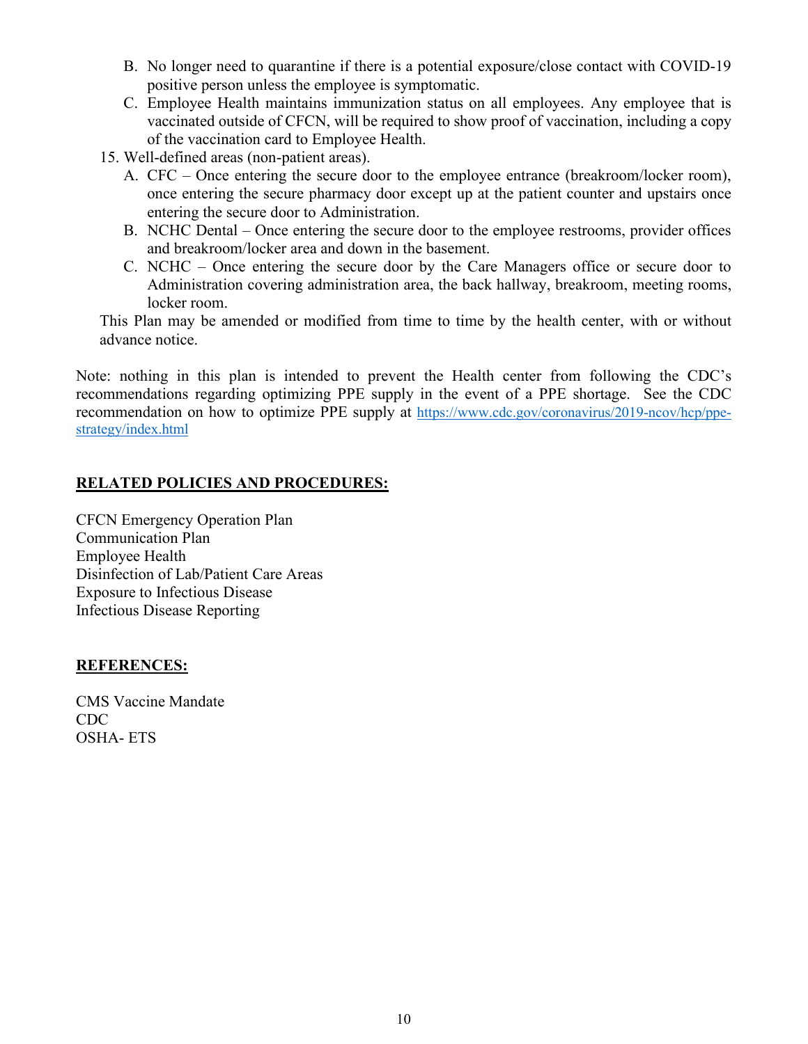B. No longer need to quarantine if there is a potential exposure/close contact with COVID-19 positive person unless the employee is symptomatic.
   C. Employee Health maintains immunization status on all employees. Any employee that is vaccinated outside of CFCN, will be required to show proof of vaccination, including a copy of the vaccination card to Employee Health.

15. Well-defined areas (non-patient areas).
   A. CFC – Once entering the secure door to the employee entrance (breakroom/locker room), once entering the secure pharmacy door except up at the patient counter and upstairs once entering the secure door to Administration.
   B. NCHC Dental – Once entering the secure door to the employee restrooms, provider offices and breakroom/locker area and down in the basement.
   C. NCHC – Once entering the secure door by the Care Managers office or secure door to Administration covering administration area, the back hallway, breakroom, meeting rooms, locker room.

This Plan may be amended or modified from time to time by the health center, with or without advance notice.

Note: nothing in this plan is intended to prevent the Health center from following the CDC's recommendations regarding optimizing PPE supply in the event of a PPE shortage. See the CDC recommendation on how to optimize PPE supply at [https://www.cdc.gov/coronavirus/2019-ncov/hcp/ppe-strategy/index.html](https://www.cdc.gov/coronavirus/2019-ncov/hcp/ppe-strategy/index.html)

## RELATED POLICIES AND PROCEDURES:

CFCN Emergency Operation Plan
Communication Plan
Employee Health
Disinfection of Lab/Patient Care Areas
Exposure to Infectious Disease
Infectious Disease Reporting

## REFERENCES:

CMS Vaccine Mandate
CDC
OSHA- ETS